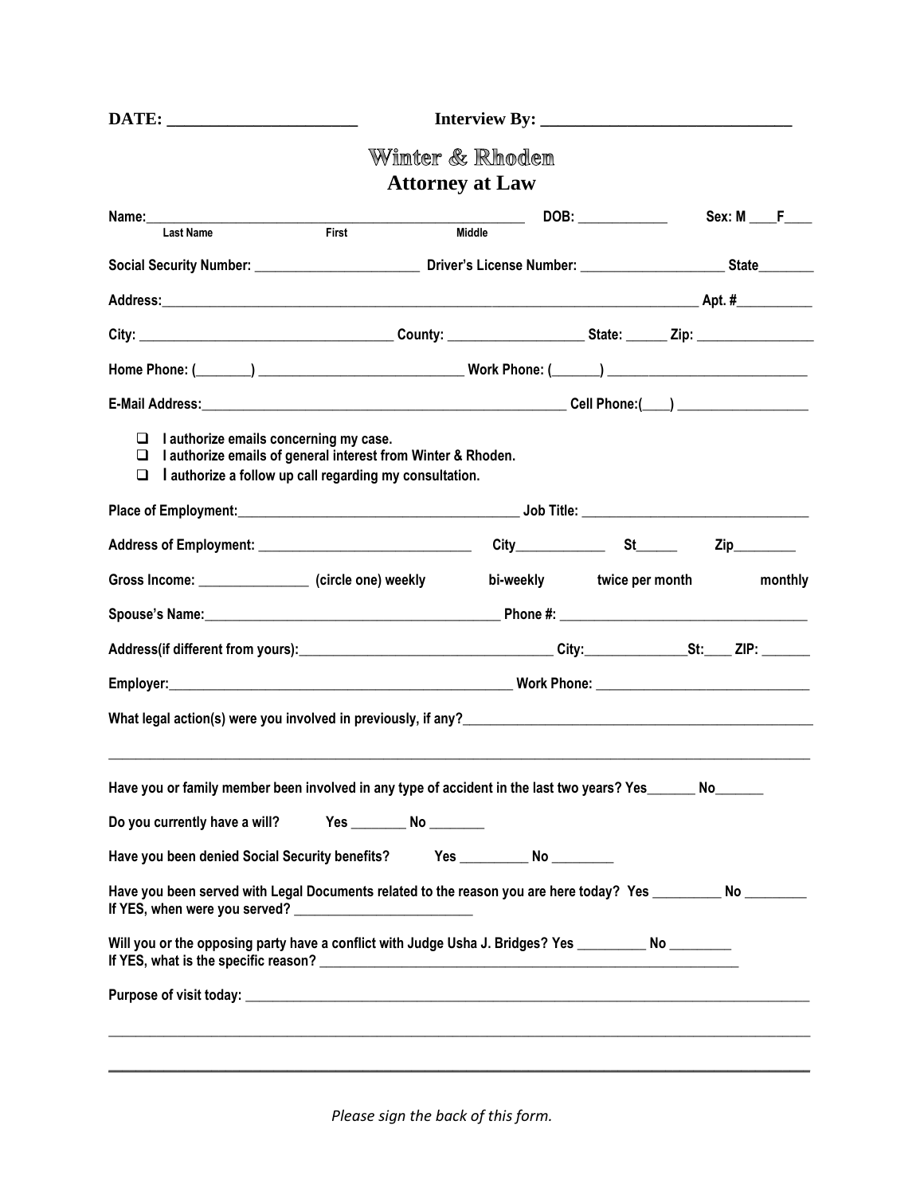**DATE:** ______________________ **Interview By:** _____________________________

# Winter & Rhoden
## Attorney at Law

**Name:** _______________________________________________ **DOB:** ____________ **Sex: M** ____**F**____
Last Name First Middle

**Social Security Number:** ______________________ **Driver's License Number:** ____________________ **State**________

**Address:** ___________________________________________________________________________ **Apt. #**__________

**City:** __________________________________ **County:** __________________ **State:** ______ **Zip:** _______________

**Home Phone:** (________) ___________________________ **Work Phone:** (_______) ___________________________

**E-Mail Address:** ___________________________________________________ **Cell Phone:**(____) __________________

- ☐ I authorize emails concerning my case.
- ☐ I authorize emails of general interest from Winter & Rhoden.
- ☐ I authorize a follow up call regarding my consultation.

**Place of Employment:** _______________________________________ **Job Title:** _______________________________

**Address of Employment:** _____________________________ **City**____________ **St**______ **Zip**_________

**Gross Income:** _______________ (circle one) weekly bi-weekly twice per month monthly

**Spouse's Name:** _________________________________________ **Phone #:** __________________________________

**Address(if different from yours):** ___________________________________ **City:**______________**St:**____ **ZIP:** _______

**Employer:** _________________________________________________ **Work Phone:** _____________________________

**What legal action(s) were you involved in previously, if any?** _________________________________________________

_____________________________________________________________________________________________________

**Have you or family member been involved in any type of accident in the last two years? Yes**_______ **No**_______

**Do you currently have a will?** **Yes** ________ **No** ________

**Have you been denied Social Security benefits?** **Yes** __________ **No** _________

**Have you been served with Legal Documents related to the reason you are here today? Yes** _________ **No** ________
**If YES, when were you served?** _________________________

**Will you or the opposing party have a conflict with Judge Usha J. Bridges? Yes** __________ **No** _________
**If YES, what is the specific reason?** ____________________________________________________________

**Purpose of visit today:** ______________________________________________________________________________

_____________________________________________________________________________________________________

_____________________________________________________________________________________________________

*Please sign the back of this form.*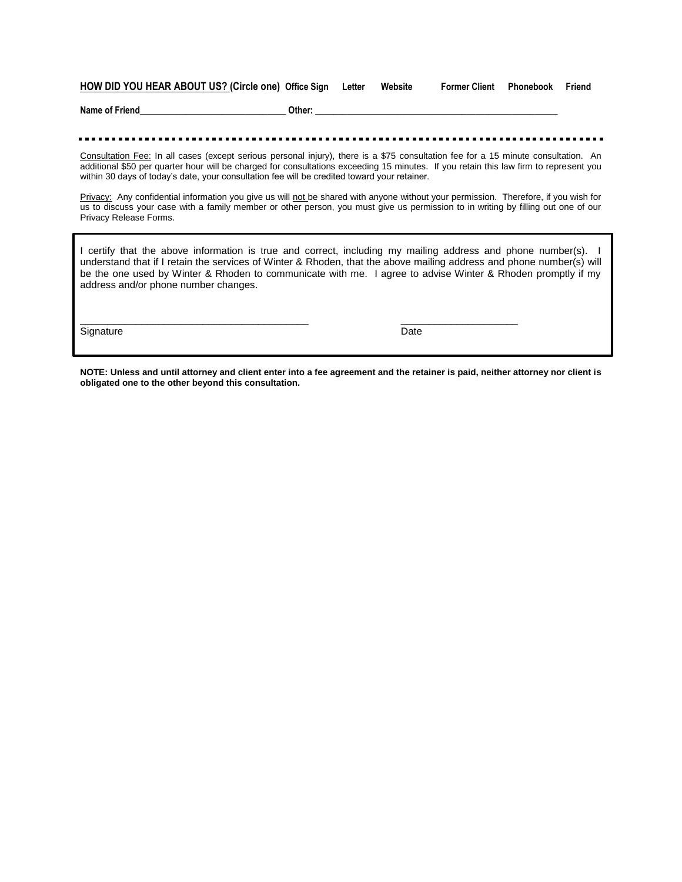**HOW DID YOU HEAR ABOUT US? (Circle one)** **Office Sign** **Letter** **Website** **Former Client** **Phonebook** **Friend**

**Name of Friend**______________________________ **Other:** __________________________________________________

---

Consultation Fee: In all cases (except serious personal injury), there is a $75 consultation fee for a 15 minute consultation. An additional $50 per quarter hour will be charged for consultations exceeding 15 minutes. If you retain this law firm to represent you within 30 days of today's date, your consultation fee will be credited toward your retainer.

Privacy: Any confidential information you give us will not be shared with anyone without your permission. Therefore, if you wish for us to discuss your case with a family member or other person, you must give us permission to in writing by filling out one of our Privacy Release Forms.

I certify that the above information is true and correct, including my mailing address and phone number(s). I understand that if I retain the services of Winter & Rhoden, that the above mailing address and phone number(s) will be the one used by Winter & Rhoden to communicate with me. I agree to advise Winter & Rhoden promptly if my address and/or phone number changes.

_________________________________________ _____________________

Signature Date

**NOTE: Unless and until attorney and client enter into a fee agreement and the retainer is paid, neither attorney nor client is obligated one to the other beyond this consultation.**